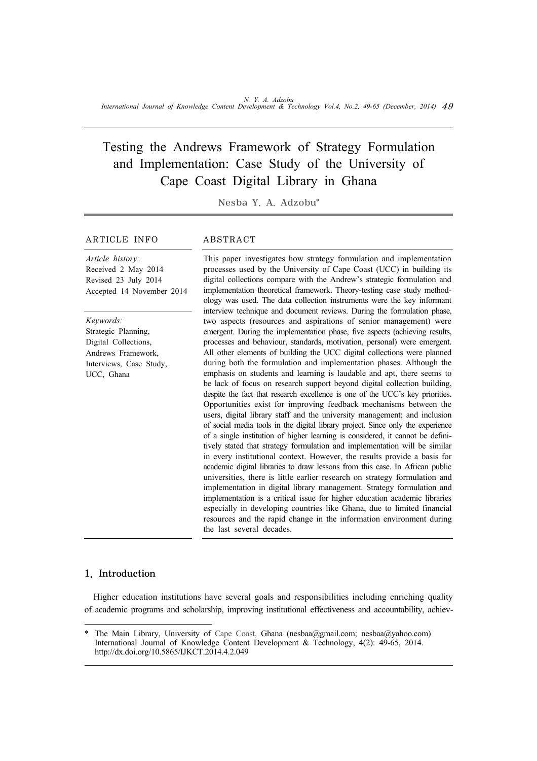# Testing the Andrews Framework of Strategy Formulation and Implementation: Case Study of the University of Cape Coast Digital Library in Ghana

Nesba Y. A. Adzobu*

## ARTICLE INFO

*Article history:*
Received 2 May 2014
Revised 23 July 2014
Accepted 14 November 2014

*Keywords:*
Strategic Planning,
Digital Collections,
Andrews Framework,
Interviews, Case Study,
UCC, Ghana

## ABSTRACT

This paper investigates how strategy formulation and implementation processes used by the University of Cape Coast (UCC) in building its digital collections compare with the Andrew's strategic formulation and implementation theoretical framework. Theory-testing case study methodology was used. The data collection instruments were the key informant interview technique and document reviews. During the formulation phase, two aspects (resources and aspirations of senior management) were emergent. During the implementation phase, five aspects (achieving results, processes and behaviour, standards, motivation, personal) were emergent. All other elements of building the UCC digital collections were planned during both the formulation and implementation phases. Although the emphasis on students and learning is laudable and apt, there seems to be lack of focus on research support beyond digital collection building, despite the fact that research excellence is one of the UCC's key priorities. Opportunities exist for improving feedback mechanisms between the users, digital library staff and the university management; and inclusion of social media tools in the digital library project. Since only the experience of a single institution of higher learning is considered, it cannot be definitively stated that strategy formulation and implementation will be similar in every institutional context. However, the results provide a basis for academic digital libraries to draw lessons from this case. In African public universities, there is little earlier research on strategy formulation and implementation in digital library management. Strategy formulation and implementation is a critical issue for higher education academic libraries especially in developing countries like Ghana, due to limited financial resources and the rapid change in the information environment during the last several decades.

## 1. Introduction

Higher education institutions have several goals and responsibilities including enriching quality of academic programs and scholarship, improving institutional effectiveness and accountability, achiev-

---

* The Main Library, University of Cape Coast, Ghana (nesbaa@gmail.com; nesbaa@yahoo.com)
International Journal of Knowledge Content Development & Technology, 4(2): 49-65, 2014.
http://dx.doi.org/10.5865/IJKCT.2014.4.2.049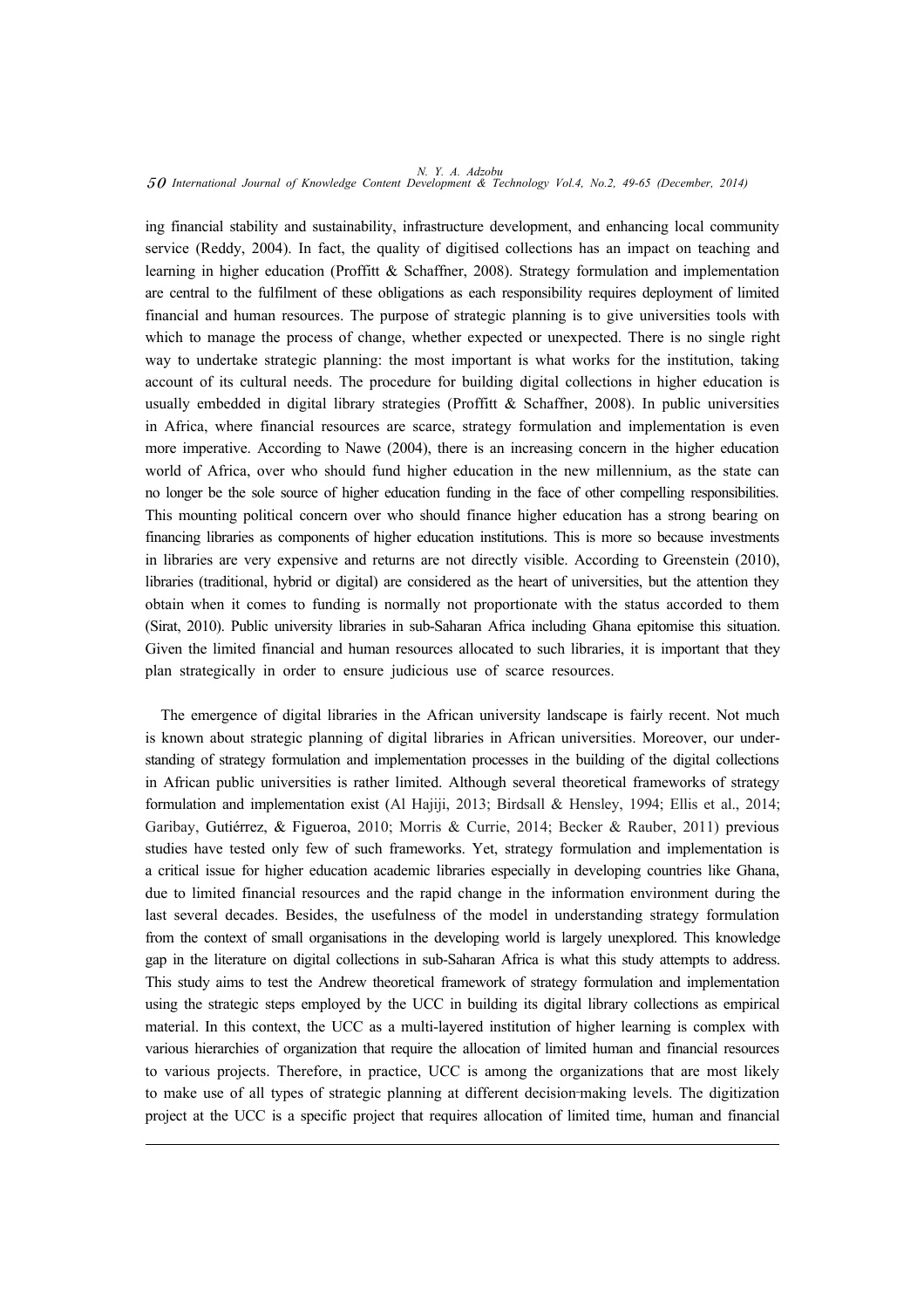ing financial stability and sustainability, infrastructure development, and enhancing local community service (Reddy, 2004). In fact, the quality of digitised collections has an impact on teaching and learning in higher education (Proffitt & Schaffner, 2008). Strategy formulation and implementation are central to the fulfilment of these obligations as each responsibility requires deployment of limited financial and human resources. The purpose of strategic planning is to give universities tools with which to manage the process of change, whether expected or unexpected. There is no single right way to undertake strategic planning: the most important is what works for the institution, taking account of its cultural needs. The procedure for building digital collections in higher education is usually embedded in digital library strategies (Proffitt & Schaffner, 2008). In public universities in Africa, where financial resources are scarce, strategy formulation and implementation is even more imperative. According to Nawe (2004), there is an increasing concern in the higher education world of Africa, over who should fund higher education in the new millennium, as the state can no longer be the sole source of higher education funding in the face of other compelling responsibilities. This mounting political concern over who should finance higher education has a strong bearing on financing libraries as components of higher education institutions. This is more so because investments in libraries are very expensive and returns are not directly visible. According to Greenstein (2010), libraries (traditional, hybrid or digital) are considered as the heart of universities, but the attention they obtain when it comes to funding is normally not proportionate with the status accorded to them (Sirat, 2010). Public university libraries in sub-Saharan Africa including Ghana epitomise this situation. Given the limited financial and human resources allocated to such libraries, it is important that they plan strategically in order to ensure judicious use of scarce resources.

The emergence of digital libraries in the African university landscape is fairly recent. Not much is known about strategic planning of digital libraries in African universities. Moreover, our understanding of strategy formulation and implementation processes in the building of the digital collections in African public universities is rather limited. Although several theoretical frameworks of strategy formulation and implementation exist (Al Hajiji, 2013; Birdsall & Hensley, 1994; Ellis et al., 2014; Garibay, Gutiérrez, & Figueroa, 2010; Morris & Currie, 2014; Becker & Rauber, 2011) previous studies have tested only few of such frameworks. Yet, strategy formulation and implementation is a critical issue for higher education academic libraries especially in developing countries like Ghana, due to limited financial resources and the rapid change in the information environment during the last several decades. Besides, the usefulness of the model in understanding strategy formulation from the context of small organisations in the developing world is largely unexplored. This knowledge gap in the literature on digital collections in sub-Saharan Africa is what this study attempts to address. This study aims to test the Andrew theoretical framework of strategy formulation and implementation using the strategic steps employed by the UCC in building its digital library collections as empirical material. In this context, the UCC as a multi-layered institution of higher learning is complex with various hierarchies of organization that require the allocation of limited human and financial resources to various projects. Therefore, in practice, UCC is among the organizations that are most likely to make use of all types of strategic planning at different decision-making levels. The digitization project at the UCC is a specific project that requires allocation of limited time, human and financial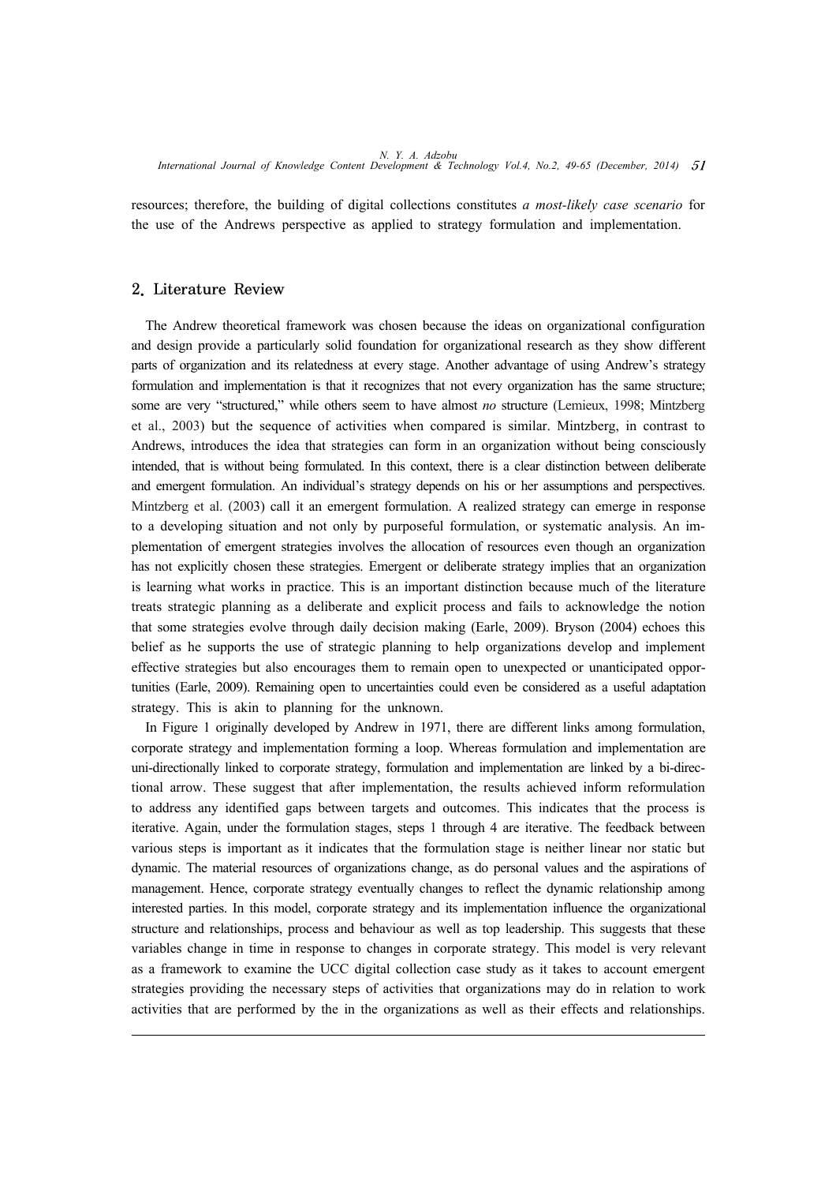resources; therefore, the building of digital collections constitutes *a most-likely case scenario* for the use of the Andrews perspective as applied to strategy formulation and implementation.

## 2. Literature Review

The Andrew theoretical framework was chosen because the ideas on organizational configuration and design provide a particularly solid foundation for organizational research as they show different parts of organization and its relatedness at every stage. Another advantage of using Andrew's strategy formulation and implementation is that it recognizes that not every organization has the same structure; some are very "structured," while others seem to have almost *no* structure (Lemieux, 1998; Mintzberg et al., 2003) but the sequence of activities when compared is similar. Mintzberg, in contrast to Andrews, introduces the idea that strategies can form in an organization without being consciously intended, that is without being formulated. In this context, there is a clear distinction between deliberate and emergent formulation. An individual's strategy depends on his or her assumptions and perspectives. Mintzberg et al. (2003) call it an emergent formulation. A realized strategy can emerge in response to a developing situation and not only by purposeful formulation, or systematic analysis. An implementation of emergent strategies involves the allocation of resources even though an organization has not explicitly chosen these strategies. Emergent or deliberate strategy implies that an organization is learning what works in practice. This is an important distinction because much of the literature treats strategic planning as a deliberate and explicit process and fails to acknowledge the notion that some strategies evolve through daily decision making (Earle, 2009). Bryson (2004) echoes this belief as he supports the use of strategic planning to help organizations develop and implement effective strategies but also encourages them to remain open to unexpected or unanticipated opportunities (Earle, 2009). Remaining open to uncertainties could even be considered as a useful adaptation strategy. This is akin to planning for the unknown.

In Figure 1 originally developed by Andrew in 1971, there are different links among formulation, corporate strategy and implementation forming a loop. Whereas formulation and implementation are uni-directionally linked to corporate strategy, formulation and implementation are linked by a bi-directional arrow. These suggest that after implementation, the results achieved inform reformulation to address any identified gaps between targets and outcomes. This indicates that the process is iterative. Again, under the formulation stages, steps 1 through 4 are iterative. The feedback between various steps is important as it indicates that the formulation stage is neither linear nor static but dynamic. The material resources of organizations change, as do personal values and the aspirations of management. Hence, corporate strategy eventually changes to reflect the dynamic relationship among interested parties. In this model, corporate strategy and its implementation influence the organizational structure and relationships, process and behaviour as well as top leadership. This suggests that these variables change in time in response to changes in corporate strategy. This model is very relevant as a framework to examine the UCC digital collection case study as it takes to account emergent strategies providing the necessary steps of activities that organizations may do in relation to work activities that are performed by the in the organizations as well as their effects and relationships.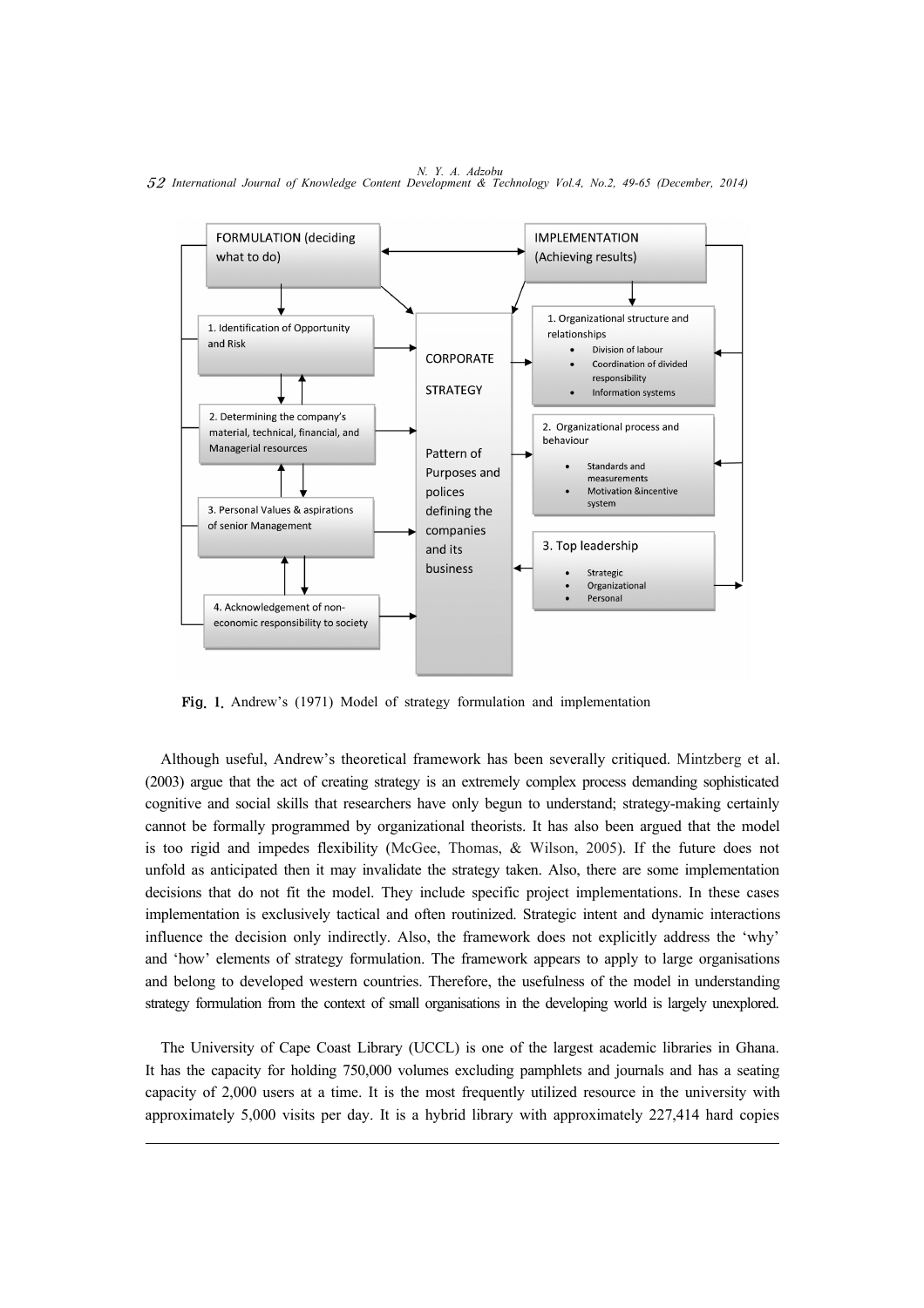FORMULATION (deciding what to do)

1. Identification of Opportunity and Risk
2. Determining the company's material, technical, financial, and Managerial resources
3. Personal Values & aspirations of senior Management
4. Acknowledgement of non-economic responsibility to society

CORPORATE STRATEGY

Pattern of Purposes and polices defining the companies and its business

IMPLEMENTATION (Achieving results)

1. Organizational structure and relationships
   - Division of labour
   - Coordination of divided responsibility
   - Information systems
2. Organizational process and behaviour
   - Standards and measurements
   - Motivation &incentive system
3. Top leadership
   - Strategic
   - Organizational
   - Personal

**Fig. 1.** Andrew's (1971) Model of strategy formulation and implementation

Although useful, Andrew's theoretical framework has been severally critiqued. Mintzberg et al. (2003) argue that the act of creating strategy is an extremely complex process demanding sophisticated cognitive and social skills that researchers have only begun to understand; strategy-making certainly cannot be formally programmed by organizational theorists. It has also been argued that the model is too rigid and impedes flexibility (McGee, Thomas, & Wilson, 2005). If the future does not unfold as anticipated then it may invalidate the strategy taken. Also, there are some implementation decisions that do not fit the model. They include specific project implementations. In these cases implementation is exclusively tactical and often routinized. Strategic intent and dynamic interactions influence the decision only indirectly. Also, the framework does not explicitly address the 'why' and 'how' elements of strategy formulation. The framework appears to apply to large organisations and belong to developed western countries. Therefore, the usefulness of the model in understanding strategy formulation from the context of small organisations in the developing world is largely unexplored.

The University of Cape Coast Library (UCCL) is one of the largest academic libraries in Ghana. It has the capacity for holding 750,000 volumes excluding pamphlets and journals and has a seating capacity of 2,000 users at a time. It is the most frequently utilized resource in the university with approximately 5,000 visits per day. It is a hybrid library with approximately 227,414 hard copies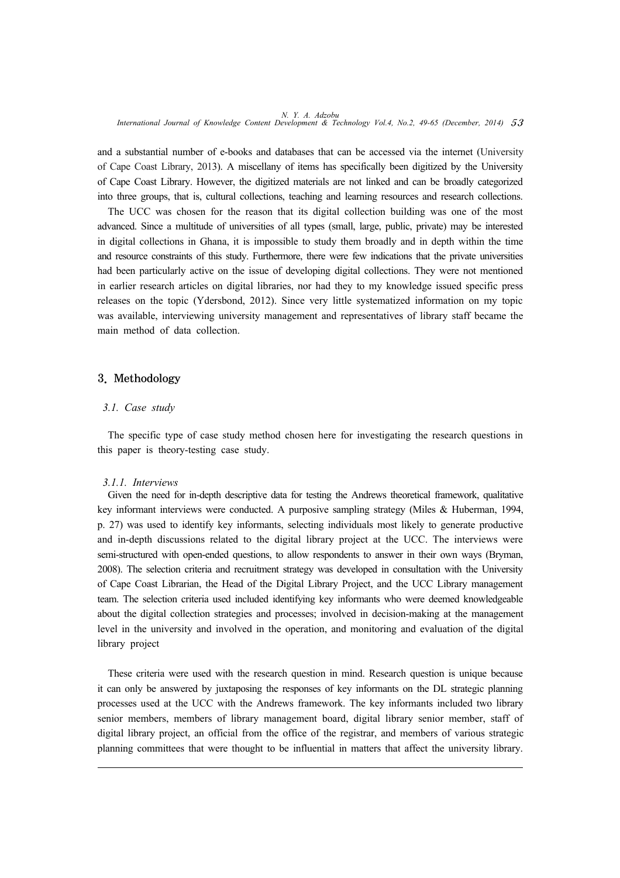and a substantial number of e-books and databases that can be accessed via the internet (University of Cape Coast Library, 2013). A miscellany of items has specifically been digitized by the University of Cape Coast Library. However, the digitized materials are not linked and can be broadly categorized into three groups, that is, cultural collections, teaching and learning resources and research collections.

The UCC was chosen for the reason that its digital collection building was one of the most advanced. Since a multitude of universities of all types (small, large, public, private) may be interested in digital collections in Ghana, it is impossible to study them broadly and in depth within the time and resource constraints of this study. Furthermore, there were few indications that the private universities had been particularly active on the issue of developing digital collections. They were not mentioned in earlier research articles on digital libraries, nor had they to my knowledge issued specific press releases on the topic (Ydersbond, 2012). Since very little systematized information on my topic was available, interviewing university management and representatives of library staff became the main method of data collection.

## 3. Methodology

### *3.1. Case study*

The specific type of case study method chosen here for investigating the research questions in this paper is theory-testing case study.

#### *3.1.1. Interviews*

Given the need for in-depth descriptive data for testing the Andrews theoretical framework, qualitative key informant interviews were conducted. A purposive sampling strategy (Miles & Huberman, 1994, p. 27) was used to identify key informants, selecting individuals most likely to generate productive and in-depth discussions related to the digital library project at the UCC. The interviews were semi-structured with open-ended questions, to allow respondents to answer in their own ways (Bryman, 2008). The selection criteria and recruitment strategy was developed in consultation with the University of Cape Coast Librarian, the Head of the Digital Library Project, and the UCC Library management team. The selection criteria used included identifying key informants who were deemed knowledgeable about the digital collection strategies and processes; involved in decision-making at the management level in the university and involved in the operation, and monitoring and evaluation of the digital library project

These criteria were used with the research question in mind. Research question is unique because it can only be answered by juxtaposing the responses of key informants on the DL strategic planning processes used at the UCC with the Andrews framework. The key informants included two library senior members, members of library management board, digital library senior member, staff of digital library project, an official from the office of the registrar, and members of various strategic planning committees that were thought to be influential in matters that affect the university library.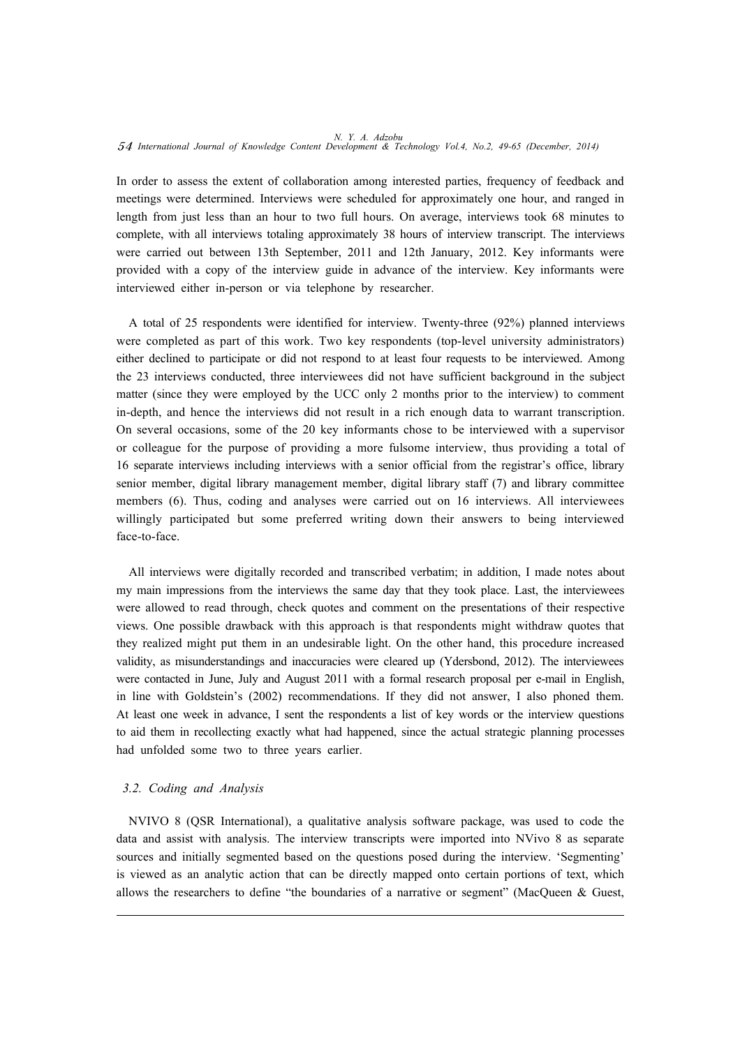In order to assess the extent of collaboration among interested parties, frequency of feedback and meetings were determined. Interviews were scheduled for approximately one hour, and ranged in length from just less than an hour to two full hours. On average, interviews took 68 minutes to complete, with all interviews totaling approximately 38 hours of interview transcript. The interviews were carried out between 13th September, 2011 and 12th January, 2012. Key informants were provided with a copy of the interview guide in advance of the interview. Key informants were interviewed either in-person or via telephone by researcher.

A total of 25 respondents were identified for interview. Twenty-three (92%) planned interviews were completed as part of this work. Two key respondents (top-level university administrators) either declined to participate or did not respond to at least four requests to be interviewed. Among the 23 interviews conducted, three interviewees did not have sufficient background in the subject matter (since they were employed by the UCC only 2 months prior to the interview) to comment in-depth, and hence the interviews did not result in a rich enough data to warrant transcription. On several occasions, some of the 20 key informants chose to be interviewed with a supervisor or colleague for the purpose of providing a more fulsome interview, thus providing a total of 16 separate interviews including interviews with a senior official from the registrar's office, library senior member, digital library management member, digital library staff (7) and library committee members (6). Thus, coding and analyses were carried out on 16 interviews. All interviewees willingly participated but some preferred writing down their answers to being interviewed face-to-face.

All interviews were digitally recorded and transcribed verbatim; in addition, I made notes about my main impressions from the interviews the same day that they took place. Last, the interviewees were allowed to read through, check quotes and comment on the presentations of their respective views. One possible drawback with this approach is that respondents might withdraw quotes that they realized might put them in an undesirable light. On the other hand, this procedure increased validity, as misunderstandings and inaccuracies were cleared up (Ydersbond, 2012). The interviewees were contacted in June, July and August 2011 with a formal research proposal per e-mail in English, in line with Goldstein's (2002) recommendations. If they did not answer, I also phoned them. At least one week in advance, I sent the respondents a list of key words or the interview questions to aid them in recollecting exactly what had happened, since the actual strategic planning processes had unfolded some two to three years earlier.

### 3.2. Coding and Analysis

NVIVO 8 (QSR International), a qualitative analysis software package, was used to code the data and assist with analysis. The interview transcripts were imported into NVivo 8 as separate sources and initially segmented based on the questions posed during the interview. 'Segmenting' is viewed as an analytic action that can be directly mapped onto certain portions of text, which allows the researchers to define "the boundaries of a narrative or segment" (MacQueen & Guest,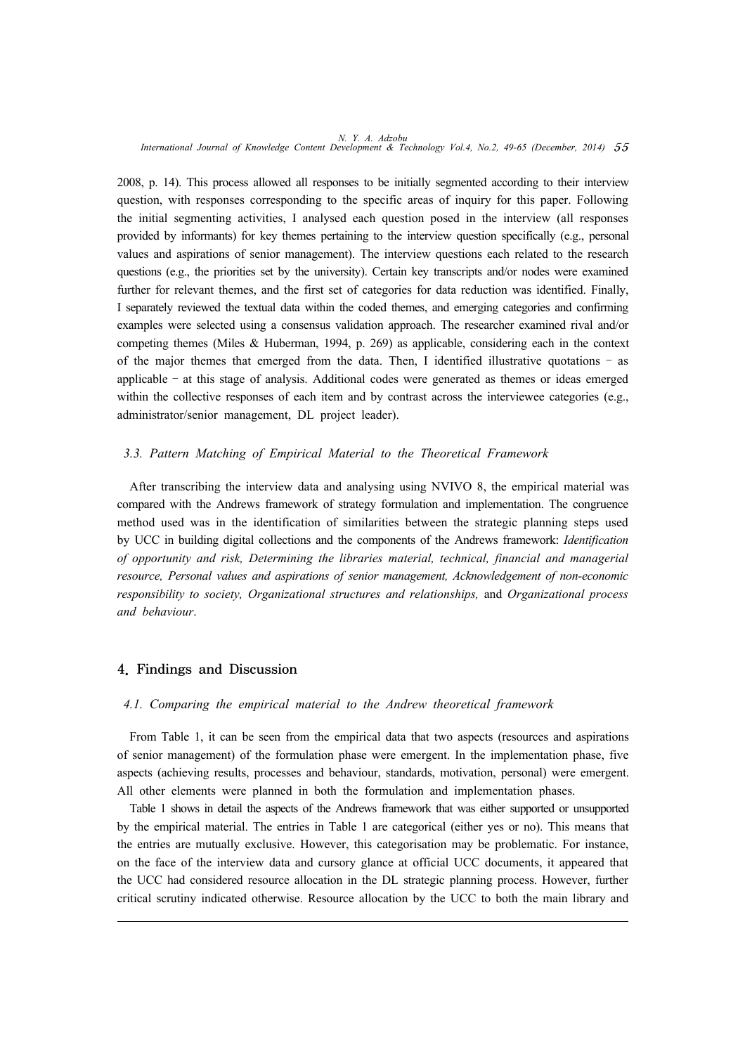2008, p. 14). This process allowed all responses to be initially segmented according to their interview question, with responses corresponding to the specific areas of inquiry for this paper. Following the initial segmenting activities, I analysed each question posed in the interview (all responses provided by informants) for key themes pertaining to the interview question specifically (e.g., personal values and aspirations of senior management). The interview questions each related to the research questions (e.g., the priorities set by the university). Certain key transcripts and/or nodes were examined further for relevant themes, and the first set of categories for data reduction was identified. Finally, I separately reviewed the textual data within the coded themes, and emerging categories and confirming examples were selected using a consensus validation approach. The researcher examined rival and/or competing themes (Miles & Huberman, 1994, p. 269) as applicable, considering each in the context of the major themes that emerged from the data. Then, I identified illustrative quotations – as applicable – at this stage of analysis. Additional codes were generated as themes or ideas emerged within the collective responses of each item and by contrast across the interviewee categories (e.g., administrator/senior management, DL project leader).

### 3.3. Pattern Matching of Empirical Material to the Theoretical Framework

After transcribing the interview data and analysing using NVIVO 8, the empirical material was compared with the Andrews framework of strategy formulation and implementation. The congruence method used was in the identification of similarities between the strategic planning steps used by UCC in building digital collections and the components of the Andrews framework: *Identification of opportunity and risk, Determining the libraries material, technical, financial and managerial resource, Personal values and aspirations of senior management, Acknowledgement of non-economic responsibility to society, Organizational structures and relationships,* and *Organizational process and behaviour*.

## 4. Findings and Discussion

### 4.1. Comparing the empirical material to the Andrew theoretical framework

From Table 1, it can be seen from the empirical data that two aspects (resources and aspirations of senior management) of the formulation phase were emergent. In the implementation phase, five aspects (achieving results, processes and behaviour, standards, motivation, personal) were emergent. All other elements were planned in both the formulation and implementation phases.

Table 1 shows in detail the aspects of the Andrews framework that was either supported or unsupported by the empirical material. The entries in Table 1 are categorical (either yes or no). This means that the entries are mutually exclusive. However, this categorisation may be problematic. For instance, on the face of the interview data and cursory glance at official UCC documents, it appeared that the UCC had considered resource allocation in the DL strategic planning process. However, further critical scrutiny indicated otherwise. Resource allocation by the UCC to both the main library and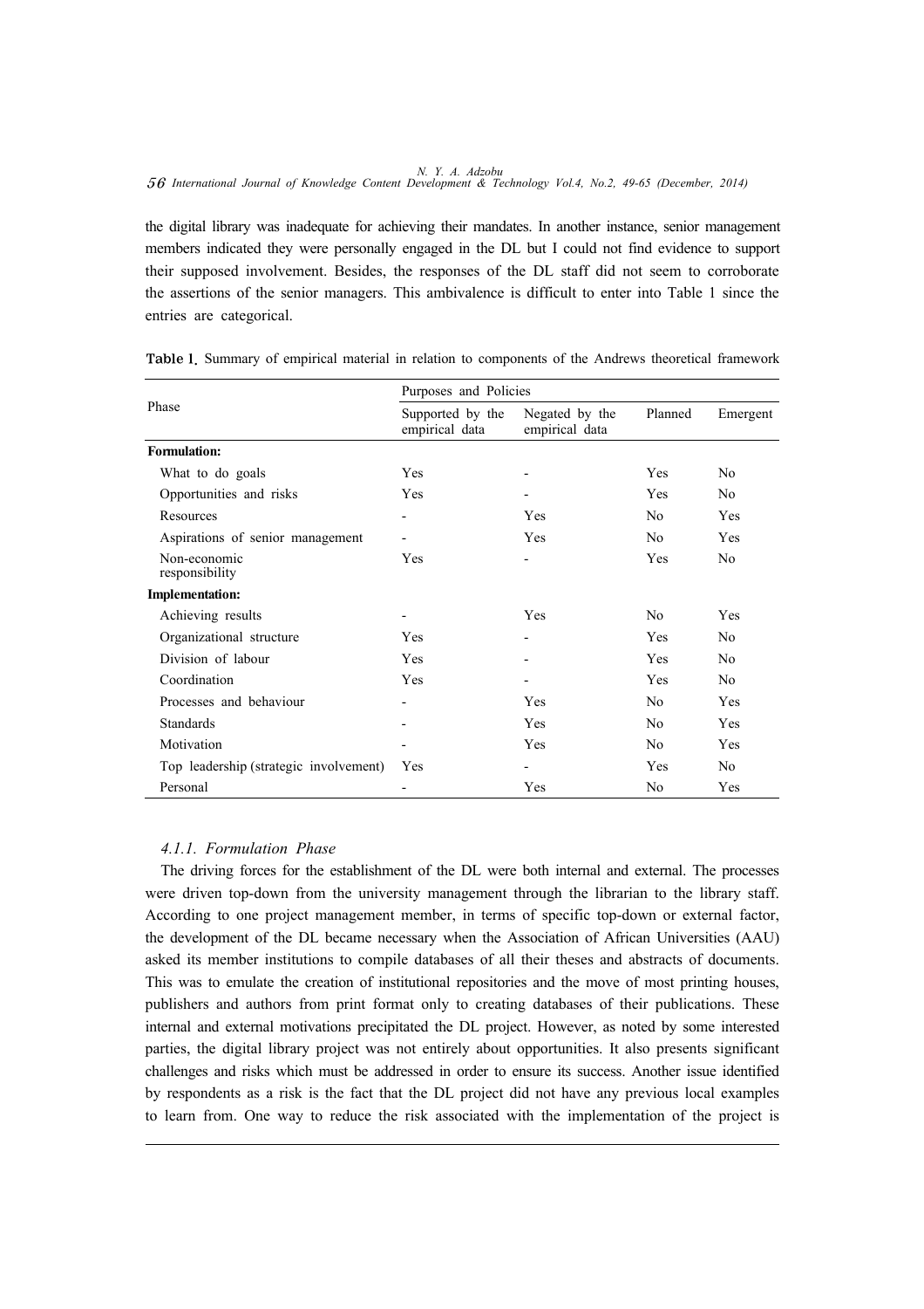the digital library was inadequate for achieving their mandates. In another instance, senior management members indicated they were personally engaged in the DL but I could not find evidence to support their supposed involvement. Besides, the responses of the DL staff did not seem to corroborate the assertions of the senior managers. This ambivalence is difficult to enter into Table 1 since the entries are categorical.

**Table 1.** Summary of empirical material in relation to components of the Andrews theoretical framework

| Phase | Purposes and Policies | | | |
|---|---|---|---|---|
| | Supported by the empirical data | Negated by the empirical data | Planned | Emergent |
| **Formulation:** | | | | |
| What to do goals | Yes | - | Yes | No |
| Opportunities and risks | Yes | - | Yes | No |
| Resources | - | Yes | No | Yes |
| Aspirations of senior management | - | Yes | No | Yes |
| Non-economic responsibility | Yes | - | Yes | No |
| **Implementation:** | | | | |
| Achieving results | - | Yes | No | Yes |
| Organizational structure | Yes | - | Yes | No |
| Division of labour | Yes | - | Yes | No |
| Coordination | Yes | - | Yes | No |
| Processes and behaviour | - | Yes | No | Yes |
| Standards | - | Yes | No | Yes |
| Motivation | - | Yes | No | Yes |
| Top leadership (strategic involvement) | Yes | - | Yes | No |
| Personal | - | Yes | No | Yes |

#### *4.1.1. Formulation Phase*

The driving forces for the establishment of the DL were both internal and external. The processes were driven top-down from the university management through the librarian to the library staff. According to one project management member, in terms of specific top-down or external factor, the development of the DL became necessary when the Association of African Universities (AAU) asked its member institutions to compile databases of all their theses and abstracts of documents. This was to emulate the creation of institutional repositories and the move of most printing houses, publishers and authors from print format only to creating databases of their publications. These internal and external motivations precipitated the DL project. However, as noted by some interested parties, the digital library project was not entirely about opportunities. It also presents significant challenges and risks which must be addressed in order to ensure its success. Another issue identified by respondents as a risk is the fact that the DL project did not have any previous local examples to learn from. One way to reduce the risk associated with the implementation of the project is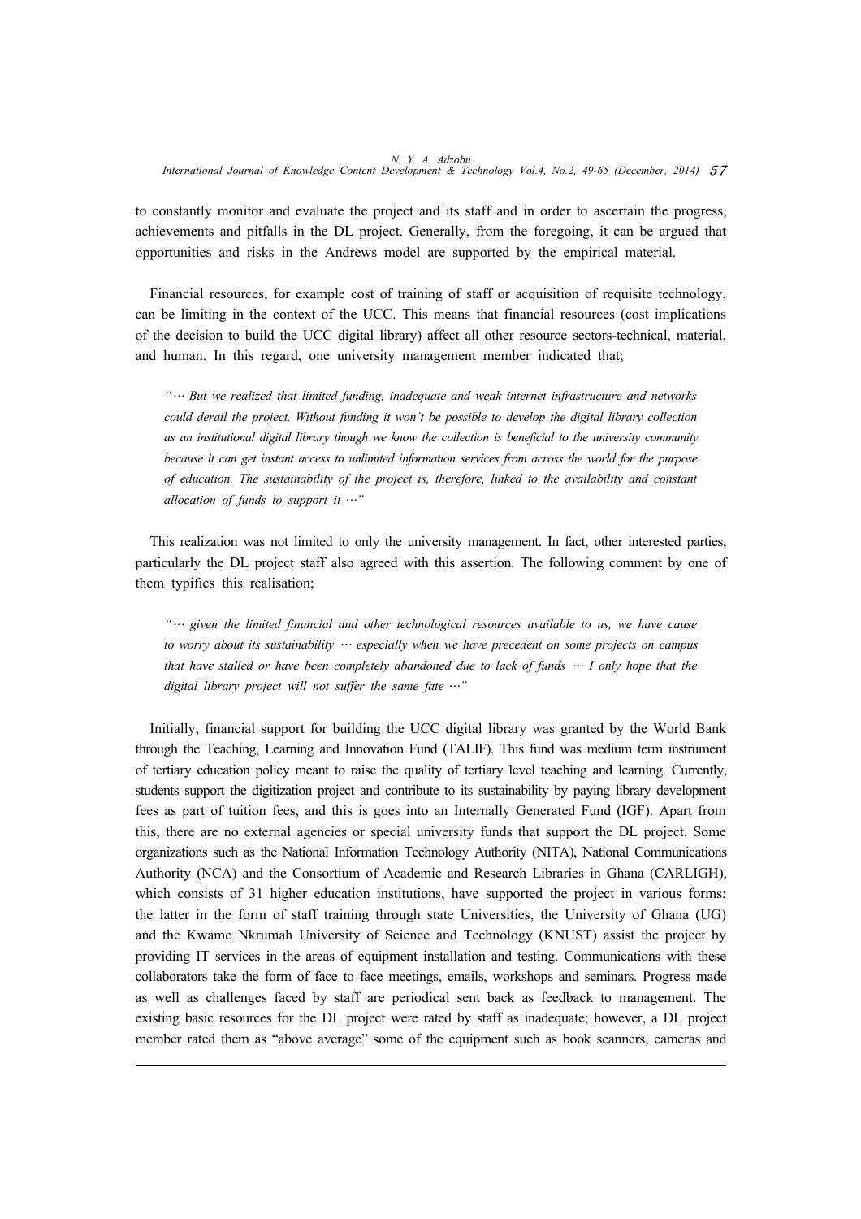to constantly monitor and evaluate the project and its staff and in order to ascertain the progress, achievements and pitfalls in the DL project. Generally, from the foregoing, it can be argued that opportunities and risks in the Andrews model are supported by the empirical material.

Financial resources, for example cost of training of staff or acquisition of requisite technology, can be limiting in the context of the UCC. This means that financial resources (cost implications of the decision to build the UCC digital library) affect all other resource sectors-technical, material, and human. In this regard, one university management member indicated that;

> *"… But we realized that limited funding, inadequate and weak internet infrastructure and networks could derail the project. Without funding it won't be possible to develop the digital library collection as an institutional digital library though we know the collection is beneficial to the university community because it can get instant access to unlimited information services from across the world for the purpose of education. The sustainability of the project is, therefore, linked to the availability and constant allocation of funds to support it …"*

This realization was not limited to only the university management. In fact, other interested parties, particularly the DL project staff also agreed with this assertion. The following comment by one of them typifies this realisation;

> *"… given the limited financial and other technological resources available to us, we have cause to worry about its sustainability … especially when we have precedent on some projects on campus that have stalled or have been completely abandoned due to lack of funds … I only hope that the digital library project will not suffer the same fate …"*

Initially, financial support for building the UCC digital library was granted by the World Bank through the Teaching, Learning and Innovation Fund (TALIF). This fund was medium term instrument of tertiary education policy meant to raise the quality of tertiary level teaching and learning. Currently, students support the digitization project and contribute to its sustainability by paying library development fees as part of tuition fees, and this is goes into an Internally Generated Fund (IGF). Apart from this, there are no external agencies or special university funds that support the DL project. Some organizations such as the National Information Technology Authority (NITA), National Communications Authority (NCA) and the Consortium of Academic and Research Libraries in Ghana (CARLIGH), which consists of 31 higher education institutions, have supported the project in various forms; the latter in the form of staff training through state Universities, the University of Ghana (UG) and the Kwame Nkrumah University of Science and Technology (KNUST) assist the project by providing IT services in the areas of equipment installation and testing. Communications with these collaborators take the form of face to face meetings, emails, workshops and seminars. Progress made as well as challenges faced by staff are periodical sent back as feedback to management. The existing basic resources for the DL project were rated by staff as inadequate; however, a DL project member rated them as "above average" some of the equipment such as book scanners, cameras and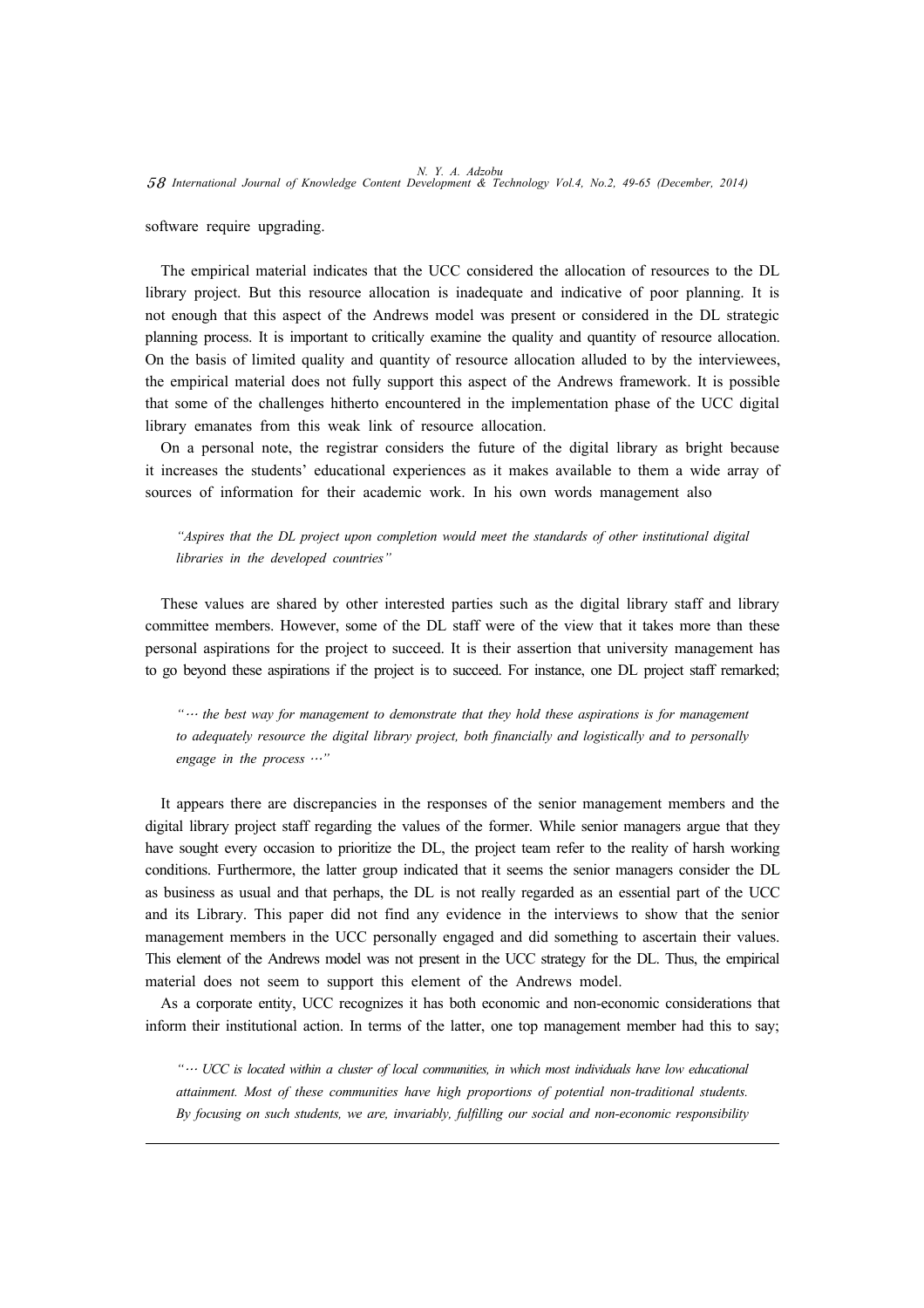software require upgrading.

The empirical material indicates that the UCC considered the allocation of resources to the DL library project. But this resource allocation is inadequate and indicative of poor planning. It is not enough that this aspect of the Andrews model was present or considered in the DL strategic planning process. It is important to critically examine the quality and quantity of resource allocation. On the basis of limited quality and quantity of resource allocation alluded to by the interviewees, the empirical material does not fully support this aspect of the Andrews framework. It is possible that some of the challenges hitherto encountered in the implementation phase of the UCC digital library emanates from this weak link of resource allocation.

On a personal note, the registrar considers the future of the digital library as bright because it increases the students' educational experiences as it makes available to them a wide array of sources of information for their academic work. In his own words management also

> *"Aspires that the DL project upon completion would meet the standards of other institutional digital libraries in the developed countries"*

These values are shared by other interested parties such as the digital library staff and library committee members. However, some of the DL staff were of the view that it takes more than these personal aspirations for the project to succeed. It is their assertion that university management has to go beyond these aspirations if the project is to succeed. For instance, one DL project staff remarked;

> *"… the best way for management to demonstrate that they hold these aspirations is for management to adequately resource the digital library project, both financially and logistically and to personally engage in the process …"*

It appears there are discrepancies in the responses of the senior management members and the digital library project staff regarding the values of the former. While senior managers argue that they have sought every occasion to prioritize the DL, the project team refer to the reality of harsh working conditions. Furthermore, the latter group indicated that it seems the senior managers consider the DL as business as usual and that perhaps, the DL is not really regarded as an essential part of the UCC and its Library. This paper did not find any evidence in the interviews to show that the senior management members in the UCC personally engaged and did something to ascertain their values. This element of the Andrews model was not present in the UCC strategy for the DL. Thus, the empirical material does not seem to support this element of the Andrews model.

As a corporate entity, UCC recognizes it has both economic and non-economic considerations that inform their institutional action. In terms of the latter, one top management member had this to say;

> *"… UCC is located within a cluster of local communities, in which most individuals have low educational attainment. Most of these communities have high proportions of potential non-traditional students. By focusing on such students, we are, invariably, fulfilling our social and non-economic responsibility*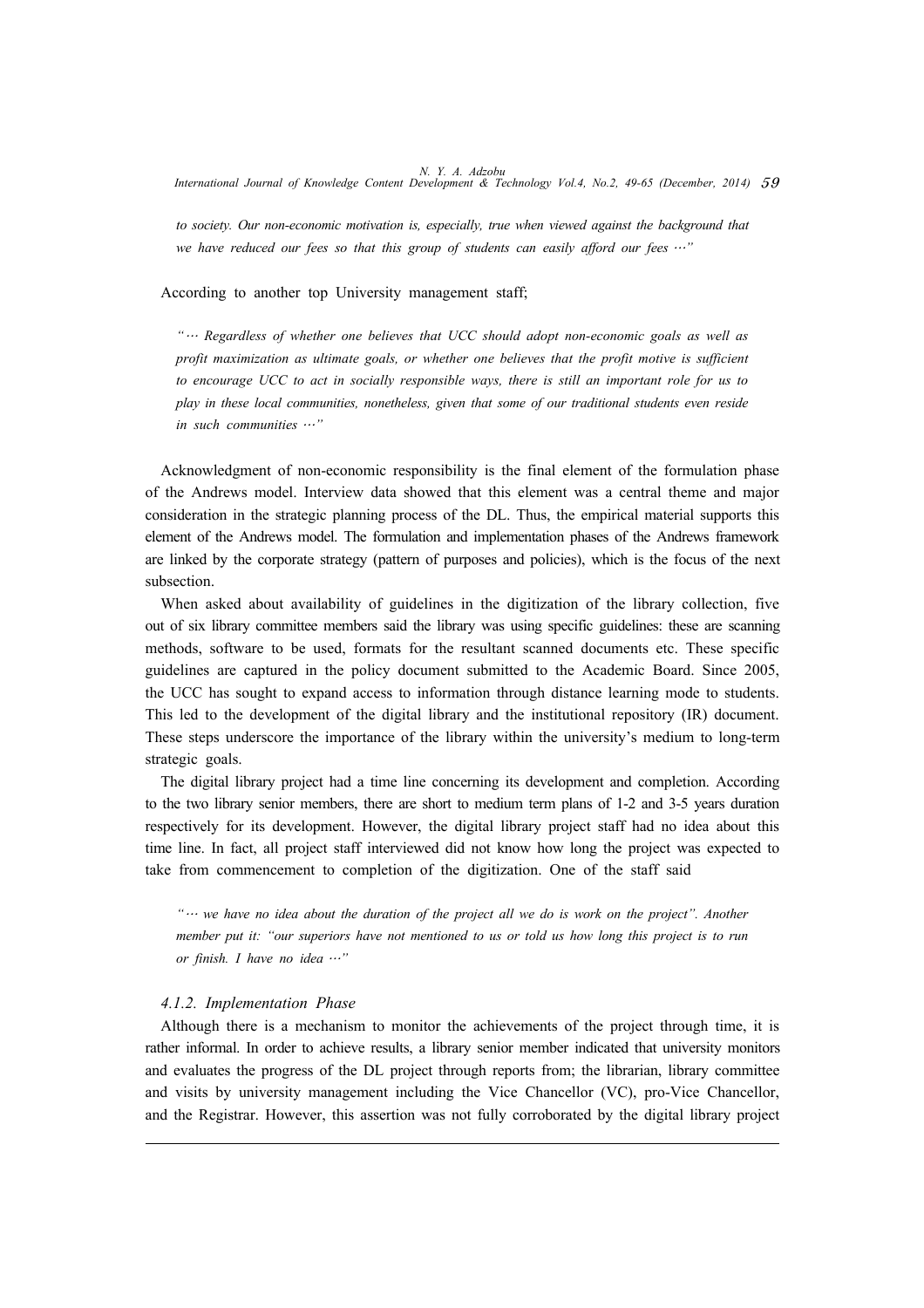*to society. Our non-economic motivation is, especially, true when viewed against the background that we have reduced our fees so that this group of students can easily afford our fees …"*

According to another top University management staff;

*"… Regardless of whether one believes that UCC should adopt non-economic goals as well as profit maximization as ultimate goals, or whether one believes that the profit motive is sufficient to encourage UCC to act in socially responsible ways, there is still an important role for us to play in these local communities, nonetheless, given that some of our traditional students even reside in such communities …"*

Acknowledgment of non-economic responsibility is the final element of the formulation phase of the Andrews model. Interview data showed that this element was a central theme and major consideration in the strategic planning process of the DL. Thus, the empirical material supports this element of the Andrews model. The formulation and implementation phases of the Andrews framework are linked by the corporate strategy (pattern of purposes and policies), which is the focus of the next subsection.

When asked about availability of guidelines in the digitization of the library collection, five out of six library committee members said the library was using specific guidelines: these are scanning methods, software to be used, formats for the resultant scanned documents etc. These specific guidelines are captured in the policy document submitted to the Academic Board. Since 2005, the UCC has sought to expand access to information through distance learning mode to students. This led to the development of the digital library and the institutional repository (IR) document. These steps underscore the importance of the library within the university's medium to long-term strategic goals.

The digital library project had a time line concerning its development and completion. According to the two library senior members, there are short to medium term plans of 1-2 and 3-5 years duration respectively for its development. However, the digital library project staff had no idea about this time line. In fact, all project staff interviewed did not know how long the project was expected to take from commencement to completion of the digitization. One of the staff said

*"… we have no idea about the duration of the project all we do is work on the project". Another member put it: "our superiors have not mentioned to us or told us how long this project is to run or finish. I have no idea …"*

#### *4.1.2. Implementation Phase*

Although there is a mechanism to monitor the achievements of the project through time, it is rather informal. In order to achieve results, a library senior member indicated that university monitors and evaluates the progress of the DL project through reports from; the librarian, library committee and visits by university management including the Vice Chancellor (VC), pro-Vice Chancellor, and the Registrar. However, this assertion was not fully corroborated by the digital library project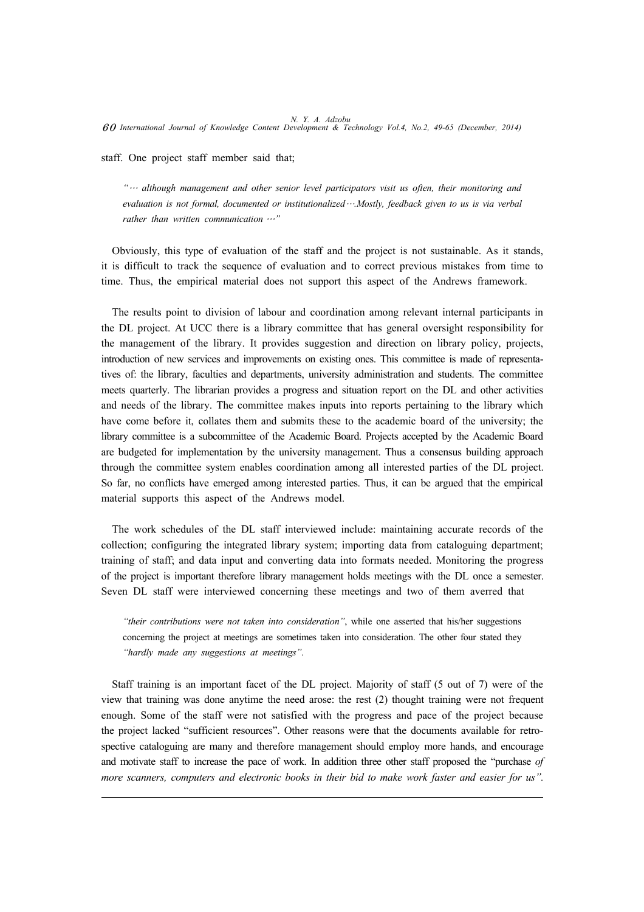staff. One project staff member said that;

> *"… although management and other senior level participators visit us often, their monitoring and evaluation is not formal, documented or institutionalized….Mostly, feedback given to us is via verbal rather than written communication …"*

Obviously, this type of evaluation of the staff and the project is not sustainable. As it stands, it is difficult to track the sequence of evaluation and to correct previous mistakes from time to time. Thus, the empirical material does not support this aspect of the Andrews framework.

The results point to division of labour and coordination among relevant internal participants in the DL project. At UCC there is a library committee that has general oversight responsibility for the management of the library. It provides suggestion and direction on library policy, projects, introduction of new services and improvements on existing ones. This committee is made of representatives of: the library, faculties and departments, university administration and students. The committee meets quarterly. The librarian provides a progress and situation report on the DL and other activities and needs of the library. The committee makes inputs into reports pertaining to the library which have come before it, collates them and submits these to the academic board of the university; the library committee is a subcommittee of the Academic Board. Projects accepted by the Academic Board are budgeted for implementation by the university management. Thus a consensus building approach through the committee system enables coordination among all interested parties of the DL project. So far, no conflicts have emerged among interested parties. Thus, it can be argued that the empirical material supports this aspect of the Andrews model.

The work schedules of the DL staff interviewed include: maintaining accurate records of the collection; configuring the integrated library system; importing data from cataloguing department; training of staff; and data input and converting data into formats needed. Monitoring the progress of the project is important therefore library management holds meetings with the DL once a semester. Seven DL staff were interviewed concerning these meetings and two of them averred that

> *"their contributions were not taken into consideration"*, while one asserted that his/her suggestions concerning the project at meetings are sometimes taken into consideration. The other four stated they *"hardly made any suggestions at meetings"*.

Staff training is an important facet of the DL project. Majority of staff (5 out of 7) were of the view that training was done anytime the need arose: the rest (2) thought training were not frequent enough. Some of the staff were not satisfied with the progress and pace of the project because the project lacked "sufficient resources". Other reasons were that the documents available for retrospective cataloguing are many and therefore management should employ more hands, and encourage and motivate staff to increase the pace of work. In addition three other staff proposed the "purchase *of more scanners, computers and electronic books in their bid to make work faster and easier for us".*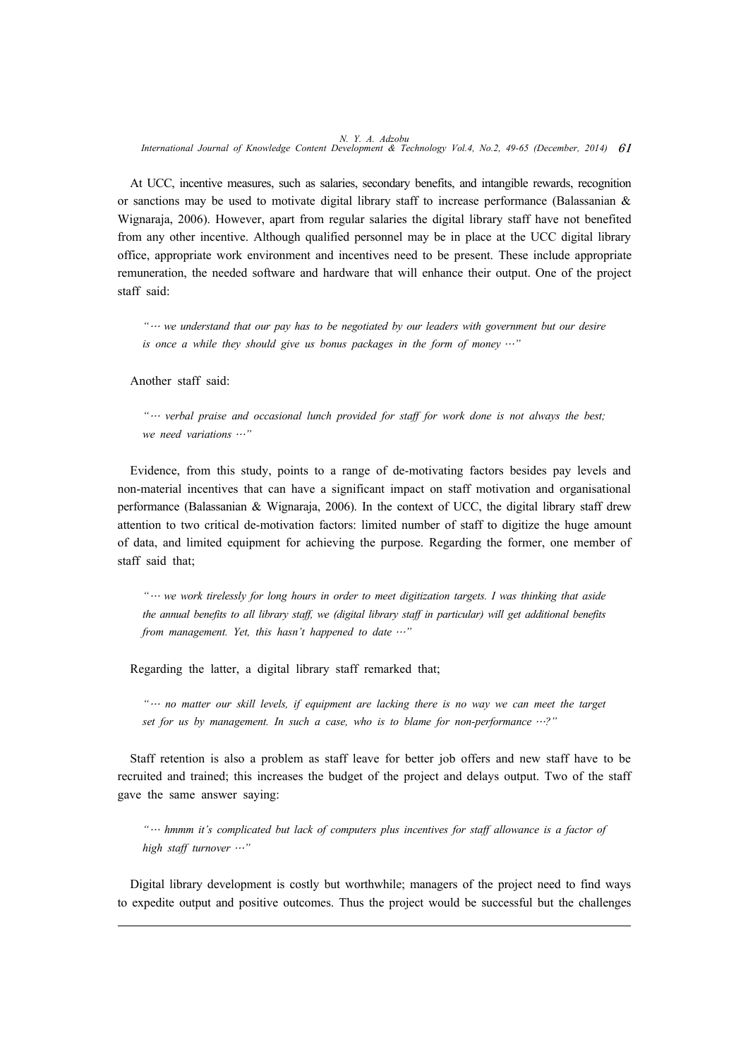At UCC, incentive measures, such as salaries, secondary benefits, and intangible rewards, recognition or sanctions may be used to motivate digital library staff to increase performance (Balassanian & Wignaraja, 2006). However, apart from regular salaries the digital library staff have not benefited from any other incentive. Although qualified personnel may be in place at the UCC digital library office, appropriate work environment and incentives need to be present. These include appropriate remuneration, the needed software and hardware that will enhance their output. One of the project staff said:

*"… we understand that our pay has to be negotiated by our leaders with government but our desire is once a while they should give us bonus packages in the form of money …"*

Another staff said:

*"… verbal praise and occasional lunch provided for staff for work done is not always the best; we need variations …"*

Evidence, from this study, points to a range of de-motivating factors besides pay levels and non-material incentives that can have a significant impact on staff motivation and organisational performance (Balassanian & Wignaraja, 2006). In the context of UCC, the digital library staff drew attention to two critical de-motivation factors: limited number of staff to digitize the huge amount of data, and limited equipment for achieving the purpose. Regarding the former, one member of staff said that;

*"… we work tirelessly for long hours in order to meet digitization targets. I was thinking that aside the annual benefits to all library staff, we (digital library staff in particular) will get additional benefits from management. Yet, this hasn't happened to date …"*

Regarding the latter, a digital library staff remarked that;

*"… no matter our skill levels, if equipment are lacking there is no way we can meet the target set for us by management. In such a case, who is to blame for non-performance …?"*

Staff retention is also a problem as staff leave for better job offers and new staff have to be recruited and trained; this increases the budget of the project and delays output. Two of the staff gave the same answer saying:

*"… hmmm it's complicated but lack of computers plus incentives for staff allowance is a factor of high staff turnover …"*

Digital library development is costly but worthwhile; managers of the project need to find ways to expedite output and positive outcomes. Thus the project would be successful but the challenges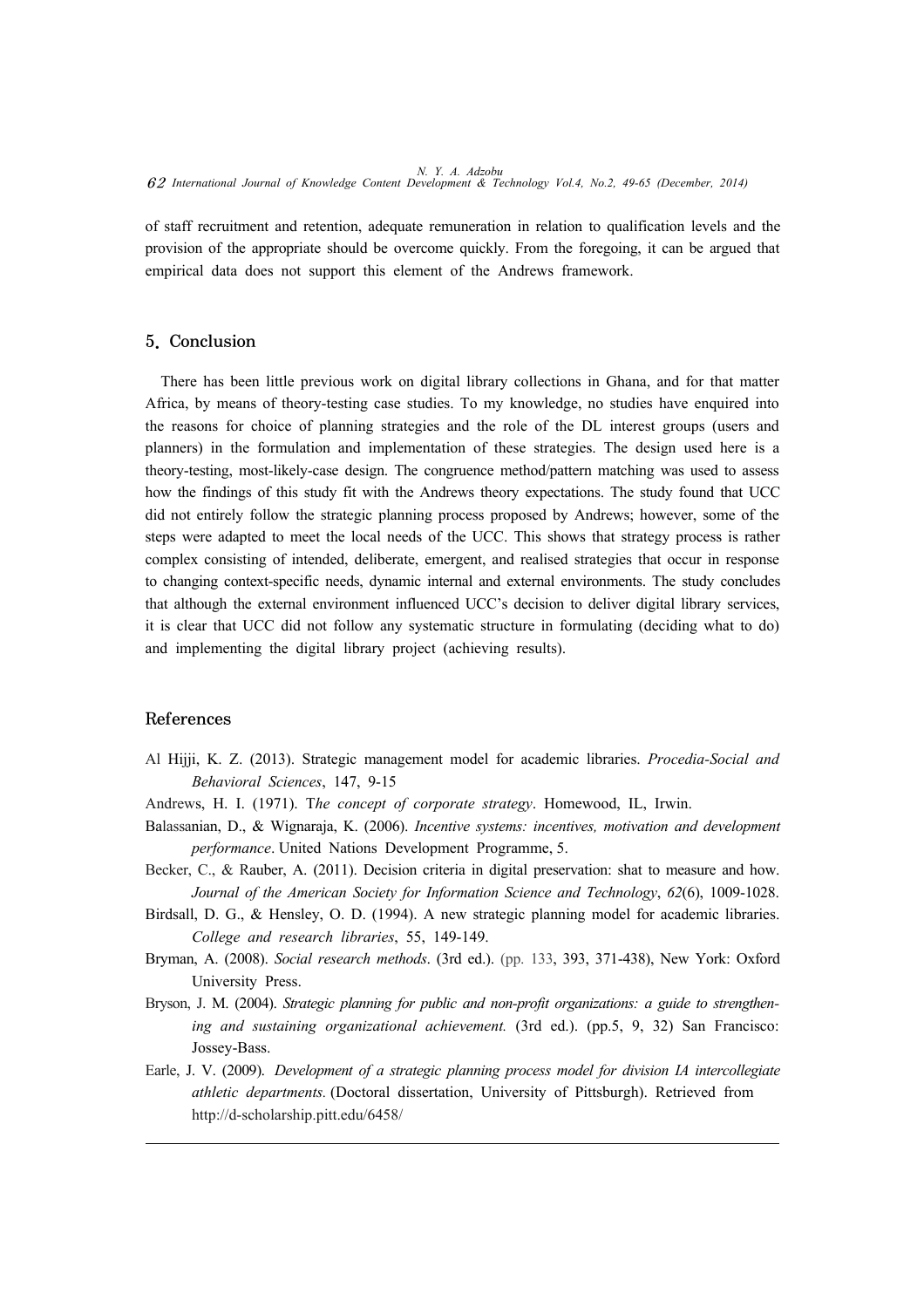of staff recruitment and retention, adequate remuneration in relation to qualification levels and the provision of the appropriate should be overcome quickly. From the foregoing, it can be argued that empirical data does not support this element of the Andrews framework.

## 5. Conclusion

There has been little previous work on digital library collections in Ghana, and for that matter Africa, by means of theory-testing case studies. To my knowledge, no studies have enquired into the reasons for choice of planning strategies and the role of the DL interest groups (users and planners) in the formulation and implementation of these strategies. The design used here is a theory-testing, most-likely-case design. The congruence method/pattern matching was used to assess how the findings of this study fit with the Andrews theory expectations. The study found that UCC did not entirely follow the strategic planning process proposed by Andrews; however, some of the steps were adapted to meet the local needs of the UCC. This shows that strategy process is rather complex consisting of intended, deliberate, emergent, and realised strategies that occur in response to changing context-specific needs, dynamic internal and external environments. The study concludes that although the external environment influenced UCC's decision to deliver digital library services, it is clear that UCC did not follow any systematic structure in formulating (deciding what to do) and implementing the digital library project (achieving results).

## References

Al Hijji, K. Z. (2013). Strategic management model for academic libraries. *Procedia-Social and Behavioral Sciences*, 147, 9-15

Andrews, H. I. (1971). T*he concept of corporate strategy*. Homewood, IL, Irwin.

Balassanian, D., & Wignaraja, K. (2006). *Incentive systems: incentives, motivation and development performance*. United Nations Development Programme, 5.

Becker, C., & Rauber, A. (2011). Decision criteria in digital preservation: shat to measure and how. *Journal of the American Society for Information Science and Technology*, *62*(6), 1009-1028.

Birdsall, D. G., & Hensley, O. D. (1994). A new strategic planning model for academic libraries. *College and research libraries*, 55, 149-149.

Bryman, A. (2008). *Social research methods*. (3rd ed.). (pp. 133, 393, 371-438), New York: Oxford University Press.

Bryson, J. M. (2004). *Strategic planning for public and non-profit organizations: a guide to strengthening and sustaining organizational achievement.* (3rd ed.). (pp.5, 9, 32) San Francisco: Jossey-Bass.

Earle, J. V. (2009). *Development of a strategic planning process model for division IA intercollegiate athletic departments.* (Doctoral dissertation, University of Pittsburgh). Retrieved from http://d-scholarship.pitt.edu/6458/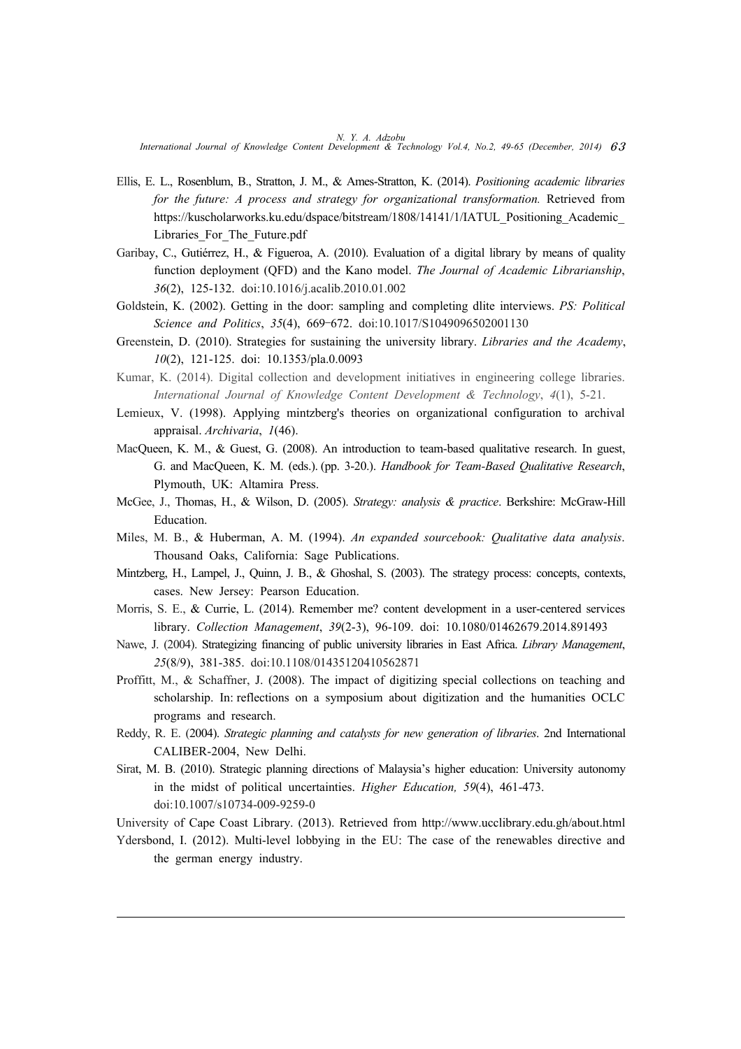Ellis, E. L., Rosenblum, B., Stratton, J. M., & Ames-Stratton, K. (2014). *Positioning academic libraries for the future: A process and strategy for organizational transformation.* Retrieved from https://kuscholarworks.ku.edu/dspace/bitstream/1808/14141/1/IATUL_Positioning_Academic_Libraries_For_The_Future.pdf

Garibay, C., Gutiérrez, H., & Figueroa, A. (2010). Evaluation of a digital library by means of quality function deployment (QFD) and the Kano model. *The Journal of Academic Librarianship*, *36*(2), 125-132. doi:10.1016/j.acalib.2010.01.002

Goldstein, K. (2002). Getting in the door: sampling and completing dlite interviews. *PS: Political Science and Politics*, *35*(4), 669–672. doi:10.1017/S1049096502001130

Greenstein, D. (2010). Strategies for sustaining the university library. *Libraries and the Academy*, *10*(2), 121-125. doi: 10.1353/pla.0.0093

Kumar, K. (2014). Digital collection and development initiatives in engineering college libraries. *International Journal of Knowledge Content Development & Technology*, *4*(1), 5-21.

Lemieux, V. (1998). Applying mintzberg's theories on organizational configuration to archival appraisal. *Archivaria*, *1*(46).

MacQueen, K. M., & Guest, G. (2008). An introduction to team-based qualitative research. In guest, G. and MacQueen, K. M. (eds.). (pp. 3-20.). *Handbook for Team-Based Qualitative Research*, Plymouth, UK: Altamira Press.

McGee, J., Thomas, H., & Wilson, D. (2005). *Strategy: analysis & practice*. Berkshire: McGraw-Hill Education.

Miles, M. B., & Huberman, A. M. (1994). *An expanded sourcebook: Qualitative data analysis*. Thousand Oaks, California: Sage Publications.

Mintzberg, H., Lampel, J., Quinn, J. B., & Ghoshal, S. (2003). The strategy process: concepts, contexts, cases. New Jersey: Pearson Education.

Morris, S. E., & Currie, L. (2014). Remember me? content development in a user-centered services library. *Collection Management*, *39*(2-3), 96-109. doi: 10.1080/01462679.2014.891493

Nawe, J. (2004). Strategizing financing of public university libraries in East Africa. *Library Management*, *25*(8/9), 381-385. doi:10.1108/01435120410562871

Proffitt, M., & Schaffner, J. (2008). The impact of digitizing special collections on teaching and scholarship. In: reflections on a symposium about digitization and the humanities OCLC programs and research.

Reddy, R. E. (2004). *Strategic planning and catalysts for new generation of libraries*. 2nd International CALIBER-2004, New Delhi.

Sirat, M. B. (2010). Strategic planning directions of Malaysia's higher education: University autonomy in the midst of political uncertainties. *Higher Education, 59*(4), 461-473. doi:10.1007/s10734-009-9259-0

University of Cape Coast Library. (2013). Retrieved from http://www.ucclibrary.edu.gh/about.html

Ydersbond, I. (2012). Multi-level lobbying in the EU: The case of the renewables directive and the german energy industry.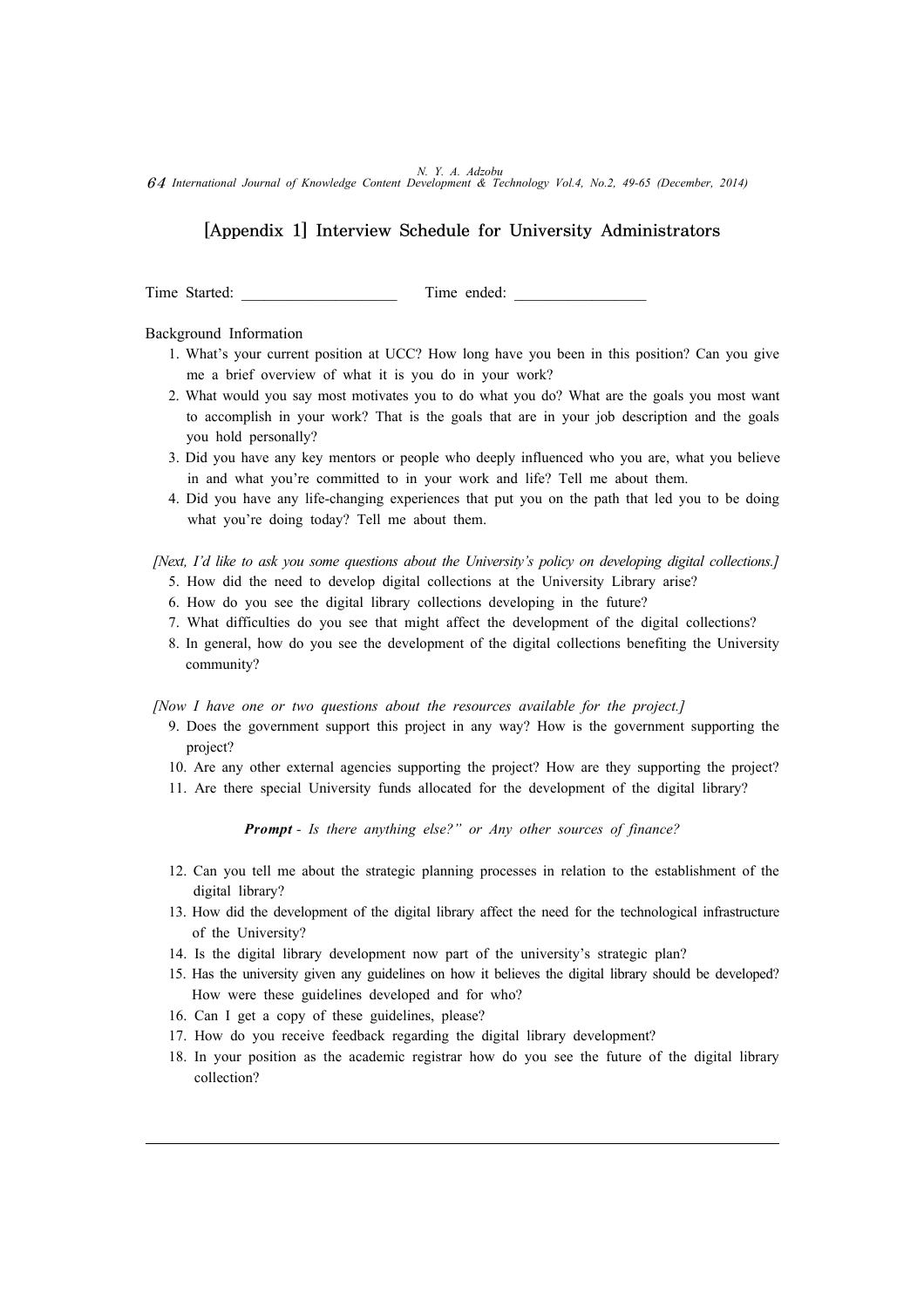## [Appendix 1] Interview Schedule for University Administrators

Time Started: ____________________ Time ended: _________________

Background Information

1. What's your current position at UCC? How long have you been in this position? Can you give me a brief overview of what it is you do in your work?
2. What would you say most motivates you to do what you do? What are the goals you most want to accomplish in your work? That is the goals that are in your job description and the goals you hold personally?
3. Did you have any key mentors or people who deeply influenced who you are, what you believe in and what you're committed to in your work and life? Tell me about them.
4. Did you have any life-changing experiences that put you on the path that led you to be doing what you're doing today? Tell me about them.

*[Next, I'd like to ask you some questions about the University's policy on developing digital collections.]*

5. How did the need to develop digital collections at the University Library arise?
6. How do you see the digital library collections developing in the future?
7. What difficulties do you see that might affect the development of the digital collections?
8. In general, how do you see the development of the digital collections benefiting the University community?

*[Now I have one or two questions about the resources available for the project.]*

9. Does the government support this project in any way? How is the government supporting the project?
10. Are any other external agencies supporting the project? How are they supporting the project?
11. Are there special University funds allocated for the development of the digital library?

***Prompt** - Is there anything else?" or Any other sources of finance?*

12. Can you tell me about the strategic planning processes in relation to the establishment of the digital library?
13. How did the development of the digital library affect the need for the technological infrastructure of the University?
14. Is the digital library development now part of the university's strategic plan?
15. Has the university given any guidelines on how it believes the digital library should be developed? How were these guidelines developed and for who?
16. Can I get a copy of these guidelines, please?
17. How do you receive feedback regarding the digital library development?
18. In your position as the academic registrar how do you see the future of the digital library collection?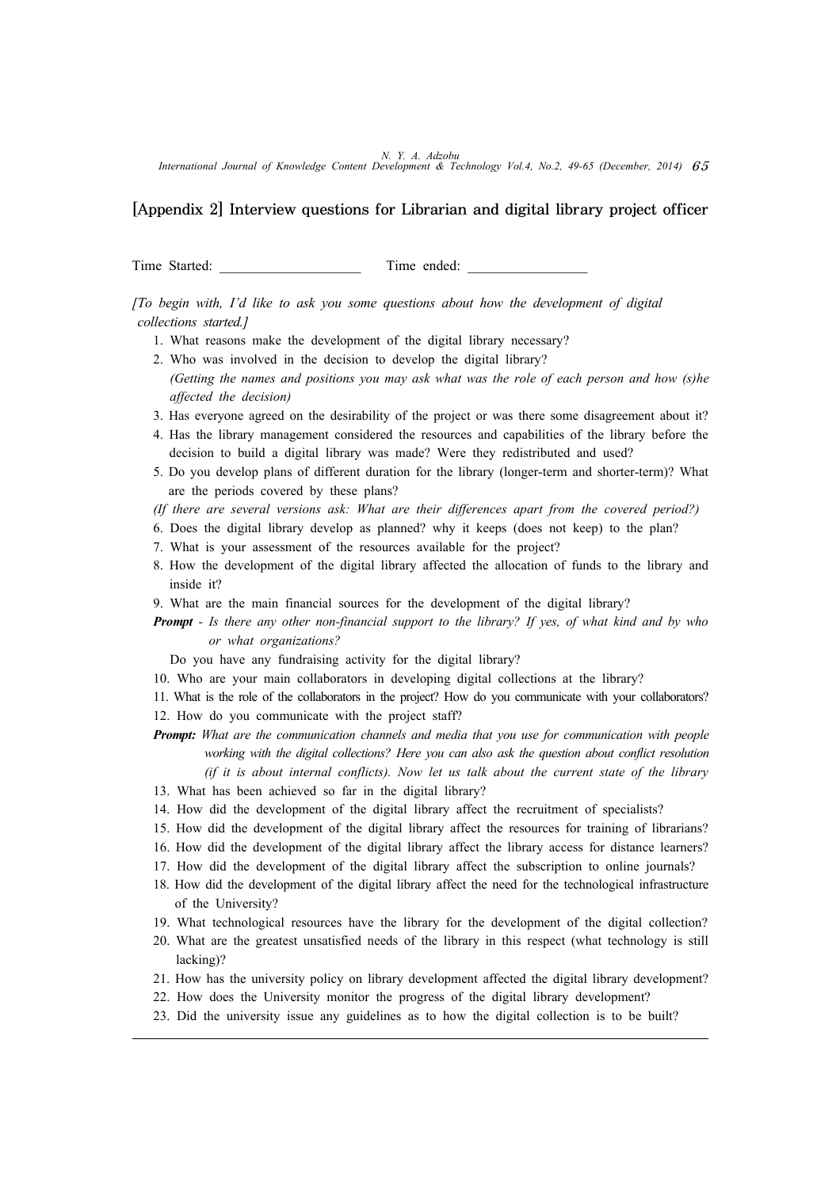## [Appendix 2] Interview questions for Librarian and digital library project officer

Time Started: ____________________ Time ended: _________________

*[To begin with, I'd like to ask you some questions about how the development of digital collections started.]*

1. What reasons make the development of the digital library necessary?
2. Who was involved in the decision to develop the digital library?
   *(Getting the names and positions you may ask what was the role of each person and how (s)he affected the decision)*
3. Has everyone agreed on the desirability of the project or was there some disagreement about it?
4. Has the library management considered the resources and capabilities of the library before the decision to build a digital library was made? Were they redistributed and used?
5. Do you develop plans of different duration for the library (longer-term and shorter-term)? What are the periods covered by these plans?

   *(If there are several versions ask: What are their differences apart from the covered period?)*
6. Does the digital library develop as planned? why it keeps (does not keep) to the plan?
7. What is your assessment of the resources available for the project?
8. How the development of the digital library affected the allocation of funds to the library and inside it?
9. What are the main financial sources for the development of the digital library?

   ***Prompt*** - *Is there any other non-financial support to the library? If yes, of what kind and by who or what organizations?*

   Do you have any fundraising activity for the digital library?
10. Who are your main collaborators in developing digital collections at the library?
11. What is the role of the collaborators in the project? How do you communicate with your collaborators?
12. How do you communicate with the project staff?

    ***Prompt:*** *What are the communication channels and media that you use for communication with people working with the digital collections? Here you can also ask the question about conflict resolution (if it is about internal conflicts). Now let us talk about the current state of the library*
13. What has been achieved so far in the digital library?
14. How did the development of the digital library affect the recruitment of specialists?
15. How did the development of the digital library affect the resources for training of librarians?
16. How did the development of the digital library affect the library access for distance learners?
17. How did the development of the digital library affect the subscription to online journals?
18. How did the development of the digital library affect the need for the technological infrastructure of the University?
19. What technological resources have the library for the development of the digital collection?
20. What are the greatest unsatisfied needs of the library in this respect (what technology is still lacking)?
21. How has the university policy on library development affected the digital library development?
22. How does the University monitor the progress of the digital library development?
23. Did the university issue any guidelines as to how the digital collection is to be built?